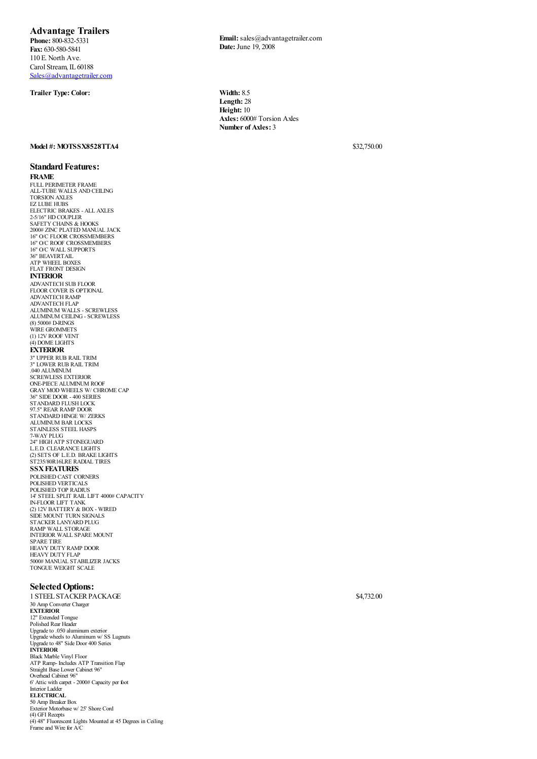# Advantage Trailers

**Phone:** 800-832-5331
**Fax:** 630-580-5841
110 E. North Ave.
Carol Stream, IL 60188
Sales@advantagetrailer.com

**Email:** sales@advantagetrailer.com
**Date:** June 19, 2008

**Trailer Type: Color:**

**Width:** 8.5
**Length:** 28
**Height:** 10
**Axles:** 6000# Torsion Axles
**Number of Axles:** 3

**Model #: MOTSSX8528TTA4** $32,750.00

## Standard Features:

**FRAME**

FULL PERIMETER FRAME
ALL-TUBE WALLS AND CEILING
TORSION AXLES
EZ LUBE HUBS
ELECTRIC BRAKES - ALL AXLES
2-5/16" HD COUPLER
SAFETY CHAINS & HOOKS
2000# ZINC PLATED MANUAL JACK
16" O/C FLOOR CROSSMEMBERS
16" O/C ROOF CROSSMEMBERS
16" O/C WALL SUPPORTS
36" BEAVERTAIL
ATP WHEEL BOXES
FLAT FRONT DESIGN

**INTERIOR**

ADVANTECH SUB FLOOR
FLOOR COVER IS OPTIONAL
ADVANTECH RAMP
ADVANTECH FLAP
ALUMINUM WALLS - SCREWLESS
ALUMINUM CEILING - SCREWLESS
(8) 5000# D-RINGS
WIRE GROMMETS
(1) 12V ROOF VENT
(4) DOME LIGHTS

**EXTERIOR**

3" UPPER RUB RAIL TRIM
3" LOWER RUB RAIL TRIM
.040 ALUMINUM
SCREWLESS EXTERIOR
ONE-PIECE ALUMINUM ROOF
GRAY MOD WHEELS W/ CHROME CAP
36" SIDE DOOR - 400 SERIES
STANDARD FLUSH LOCK
97.5" REAR RAMP DOOR
STANDARD HINGE W/ ZERKS
ALUMINUM BAR LOCKS
STAINLESS STEEL HASPS
7-WAY PLUG
24" HIGH ATP STONEGUARD
L.E.D. CLEARANCE LIGHTS
(2) SETS OF L.E.D. BRAKE LIGHTS
ST235/80R16LRE RADIAL TIRES

**SSX FEATURES**

POLISHED CAST CORNERS
POLISHED VERTICALS
POLISHED TOP RADIUS
14' STEEL SPLIT RAIL LIFT 4000# CAPACITY
IN-FLOOR LIFT TANK
(2) 12V BATTERY & BOX - WIRED
SIDE MOUNT TURN SIGNALS
STACKER LANYARD PLUG
RAMP WALL STORAGE
INTERIOR WALL SPARE MOUNT
SPARE TIRE
HEAVY DUTY RAMP DOOR
HEAVY DUTY FLAP
5000# MANUAL STABILIZER JACKS
TONGUE WEIGHT SCALE

## Selected Options:

1 STEEL STACKER PACKAGE $4,732.00

30 Amp Converter Charger

**EXTERIOR**

12" Extended Tongue
Polished Rear Header
Upgrade to .050 aluminum exterior
Upgrade wheels to Aluminum w/ SS Lugnuts
Upgrade to 48" Side Door 400 Series

**INTERIOR**

Black Marble Vinyl Floor
ATP Ramp- Includes ATP Transition Flap
Straight Base Lower Cabinet 96"
Overhead Cabinet 96"
6' Attic with carpet - 2000# Capacity per foot
Interior Ladder

**ELECTRICAL**

50 Amp Breaker Box
Exterior Motorbase w/ 25' Shore Cord
(4) GFI Recepts
(4) 48" Fluorescent Lights Mounted at 45 Degrees in Ceiling
Frame and Wire for A/C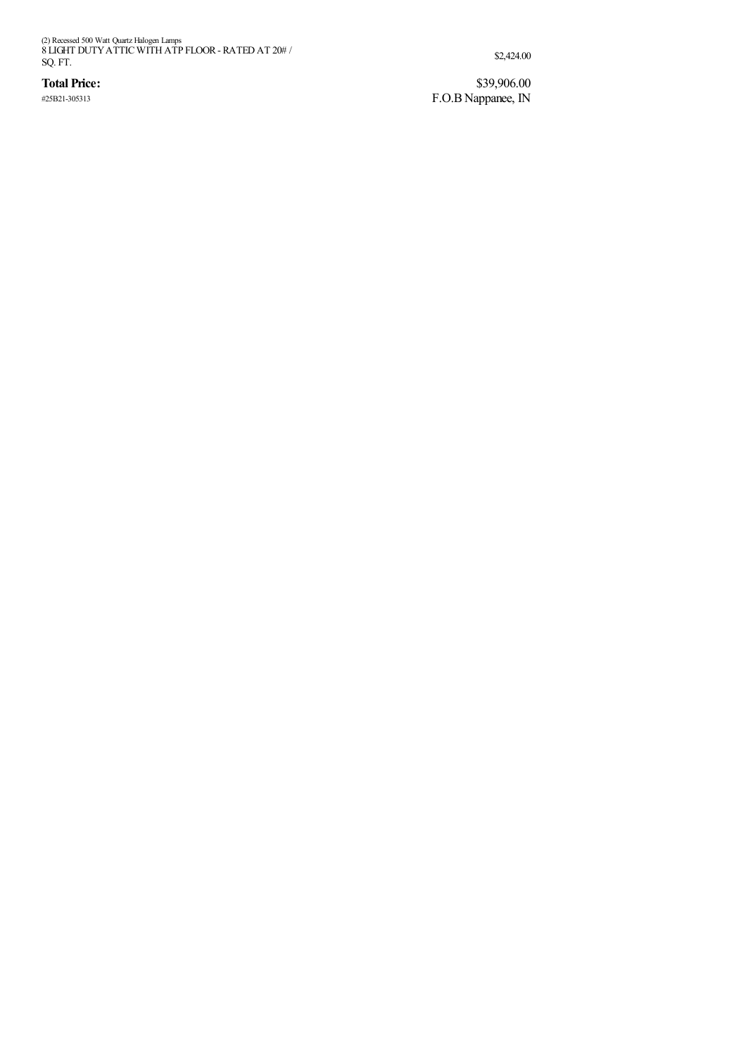(2) Recessed 500 Watt Quartz Halogen Lamps

| | |
|---|---|
| 8 LIGHT DUTY ATTIC WITH ATP FLOOR - RATED AT 20# / SQ. FT. | $2,424.00 |

**Total Price:** $39,906.00

#25B21-305313

F.O.B Nappanee, IN